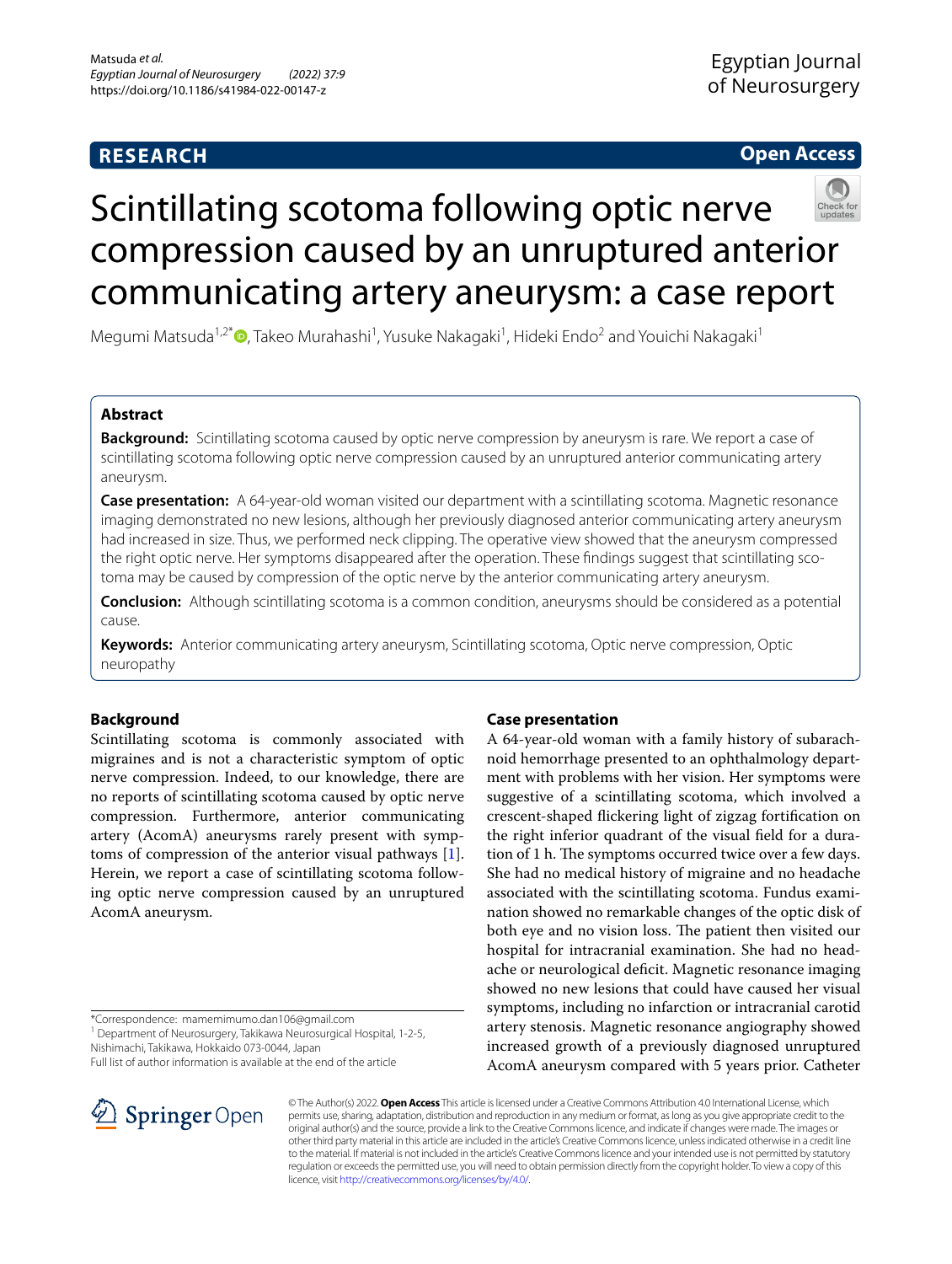**RESEARCH** **Open Access**

# Scintillating scotoma following optic nerve compression caused by an unruptured anterior communicating artery aneurysm: a case report

Megumi Matsuda[1,2*], Takeo Murahashi[1], Yusuke Nakagaki[1], Hideki Endo[2] and Youichi Nakagaki[1]

## Abstract

**Background:** Scintillating scotoma caused by optic nerve compression by aneurysm is rare. We report a case of scintillating scotoma following optic nerve compression caused by an unruptured anterior communicating artery aneurysm.

**Case presentation:** A 64-year-old woman visited our department with a scintillating scotoma. Magnetic resonance imaging demonstrated no new lesions, although her previously diagnosed anterior communicating artery aneurysm had increased in size. Thus, we performed neck clipping. The operative view showed that the aneurysm compressed the right optic nerve. Her symptoms disappeared after the operation. These findings suggest that scintillating scotoma may be caused by compression of the optic nerve by the anterior communicating artery aneurysm.

**Conclusion:** Although scintillating scotoma is a common condition, aneurysms should be considered as a potential cause.

**Keywords:** Anterior communicating artery aneurysm, Scintillating scotoma, Optic nerve compression, Optic neuropathy

## Background

Scintillating scotoma is commonly associated with migraines and is not a characteristic symptom of optic nerve compression. Indeed, to our knowledge, there are no reports of scintillating scotoma caused by optic nerve compression. Furthermore, anterior communicating artery (AcomA) aneurysms rarely present with symptoms of compression of the anterior visual pathways [1]. Herein, we report a case of scintillating scotoma following optic nerve compression caused by an unruptured AcomA aneurysm.

## Case presentation

A 64-year-old woman with a family history of subarachnoid hemorrhage presented to an ophthalmology department with problems with her vision. Her symptoms were suggestive of a scintillating scotoma, which involved a crescent-shaped flickering light of zigzag fortification on the right inferior quadrant of the visual field for a duration of 1 h. The symptoms occurred twice over a few days. She had no medical history of migraine and no headache associated with the scintillating scotoma. Fundus examination showed no remarkable changes of the optic disk of both eye and no vision loss. The patient then visited our hospital for intracranial examination. She had no headache or neurological deficit. Magnetic resonance imaging showed no new lesions that could have caused her visual symptoms, including no infarction or intracranial carotid artery stenosis. Magnetic resonance angiography showed increased growth of a previously diagnosed unruptured AcomA aneurysm compared with 5 years prior. Catheter

*Correspondence: mamemimumo.dan106@gmail.com
[1] Department of Neurosurgery, Takikawa Neurosurgical Hospital, 1-2-5, Nishimachi, Takikawa, Hokkaido 073-0044, Japan
Full list of author information is available at the end of the article

© The Author(s) 2022. **Open Access** This article is licensed under a Creative Commons Attribution 4.0 International License, which permits use, sharing, adaptation, distribution and reproduction in any medium or format, as long as you give appropriate credit to the original author(s) and the source, provide a link to the Creative Commons licence, and indicate if changes were made. The images or other third party material in this article are included in the article's Creative Commons licence, unless indicated otherwise in a credit line to the material. If material is not included in the article's Creative Commons licence and your intended use is not permitted by statutory regulation or exceeds the permitted use, you will need to obtain permission directly from the copyright holder. To view a copy of this licence, visit http://creativecommons.org/licenses/by/4.0/.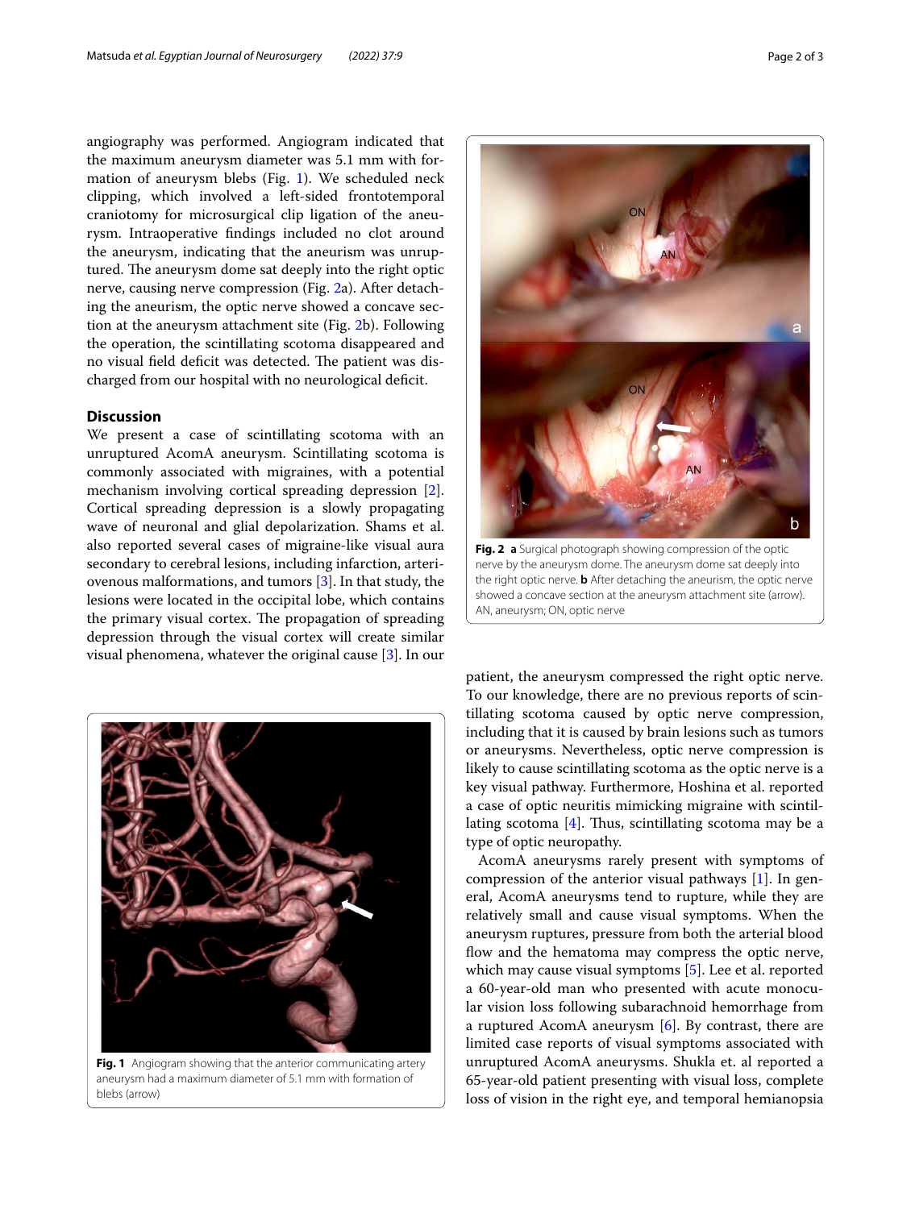angiography was performed. Angiogram indicated that the maximum aneurysm diameter was 5.1 mm with formation of aneurysm blebs (Fig. 1). We scheduled neck clipping, which involved a left-sided frontotemporal craniotomy for microsurgical clip ligation of the aneurysm. Intraoperative findings included no clot around the aneurysm, indicating that the aneurism was unruptured. The aneurysm dome sat deeply into the right optic nerve, causing nerve compression (Fig. 2a). After detaching the aneurism, the optic nerve showed a concave section at the aneurysm attachment site (Fig. 2b). Following the operation, the scintillating scotoma disappeared and no visual field deficit was detected. The patient was discharged from our hospital with no neurological deficit.

## Discussion

We present a case of scintillating scotoma with an unruptured AcomA aneurysm. Scintillating scotoma is commonly associated with migraines, with a potential mechanism involving cortical spreading depression [2]. Cortical spreading depression is a slowly propagating wave of neuronal and glial depolarization. Shams et al. also reported several cases of migraine-like visual aura secondary to cerebral lesions, including infarction, arteriovenous malformations, and tumors [3]. In that study, the lesions were located in the occipital lobe, which contains the primary visual cortex. The propagation of spreading depression through the visual cortex will create similar visual phenomena, whatever the original cause [3]. In our patient, the aneurysm compressed the right optic nerve. To our knowledge, there are no previous reports of scintillating scotoma caused by optic nerve compression, including that it is caused by brain lesions such as tumors or aneurysms. Nevertheless, optic nerve compression is likely to cause scintillating scotoma as the optic nerve is a key visual pathway. Furthermore, Hoshina et al. reported a case of optic neuritis mimicking migraine with scintillating scotoma [4]. Thus, scintillating scotoma may be a type of optic neuropathy.

**Fig. 1** Angiogram showing that the anterior communicating artery aneurysm had a maximum diameter of 5.1 mm with formation of blebs (arrow)

**Fig. 2** **a** Surgical photograph showing compression of the optic nerve by the aneurysm dome. The aneurysm dome sat deeply into the right optic nerve. **b** After detaching the aneurism, the optic nerve showed a concave section at the aneurysm attachment site (arrow). AN, aneurysm; ON, optic nerve

AcomA aneurysms rarely present with symptoms of compression of the anterior visual pathways [1]. In general, AcomA aneurysms tend to rupture, while they are relatively small and cause visual symptoms. When the aneurysm ruptures, pressure from both the arterial blood flow and the hematoma may compress the optic nerve, which may cause visual symptoms [5]. Lee et al. reported a 60-year-old man who presented with acute monocular vision loss following subarachnoid hemorrhage from a ruptured AcomA aneurysm [6]. By contrast, there are limited case reports of visual symptoms associated with unruptured AcomA aneurysms. Shukla et. al reported a 65-year-old patient presenting with visual loss, complete loss of vision in the right eye, and temporal hemianopsia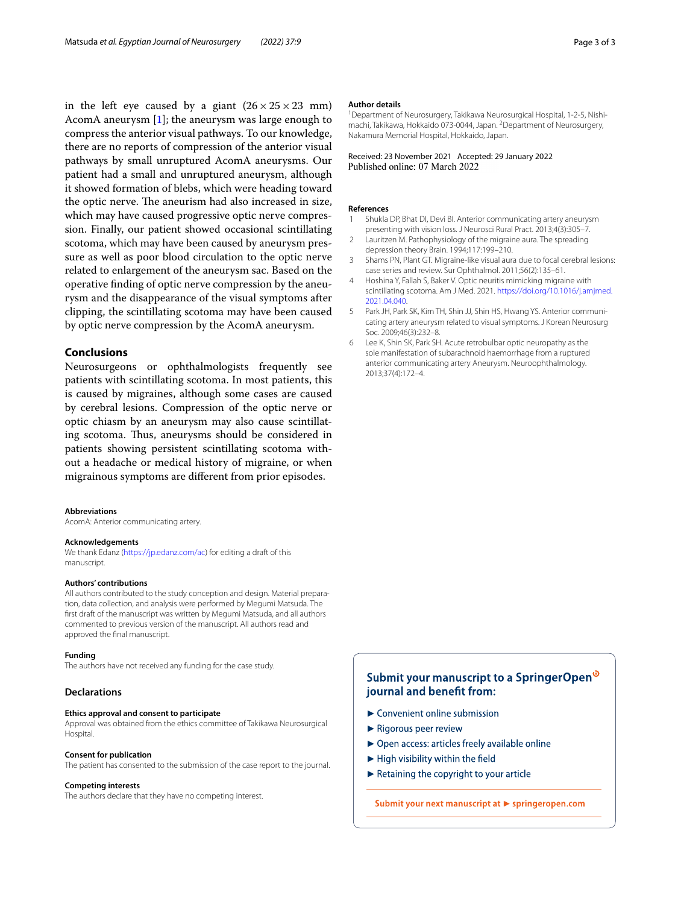in the left eye caused by a giant ($26 \times 25 \times 23$ mm) AcomA aneurysm [1]; the aneurysm was large enough to compress the anterior visual pathways. To our knowledge, there are no reports of compression of the anterior visual pathways by small unruptured AcomA aneurysms. Our patient had a small and unruptured aneurysm, although it showed formation of blebs, which were heading toward the optic nerve. The aneurism had also increased in size, which may have caused progressive optic nerve compression. Finally, our patient showed occasional scintillating scotoma, which may have been caused by aneurysm pressure as well as poor blood circulation to the optic nerve related to enlargement of the aneurysm sac. Based on the operative finding of optic nerve compression by the aneurysm and the disappearance of the visual symptoms after clipping, the scintillating scotoma may have been caused by optic nerve compression by the AcomA aneurysm.

## Conclusions

Neurosurgeons or ophthalmologists frequently see patients with scintillating scotoma. In most patients, this is caused by migraines, although some cases are caused by cerebral lesions. Compression of the optic nerve or optic chiasm by an aneurysm may also cause scintillating scotoma. Thus, aneurysms should be considered in patients showing persistent scintillating scotoma without a headache or medical history of migraine, or when migrainous symptoms are different from prior episodes.

#### Abbreviations

AcomA: Anterior communicating artery.

#### Acknowledgements

We thank Edanz (https://jp.edanz.com/ac) for editing a draft of this manuscript.

#### Authors' contributions

All authors contributed to the study conception and design. Material preparation, data collection, and analysis were performed by Megumi Matsuda. The first draft of the manuscript was written by Megumi Matsuda, and all authors commented to previous version of the manuscript. All authors read and approved the final manuscript.

#### Funding

The authors have not received any funding for the case study.

### Declarations

#### Ethics approval and consent to participate

Approval was obtained from the ethics committee of Takikawa Neurosurgical Hospital.

#### Consent for publication

The patient has consented to the submission of the case report to the journal.

#### Competing interests

The authors declare that they have no competing interest.

#### Author details

[1] Department of Neurosurgery, Takikawa Neurosurgical Hospital, 1-2-5, Nishimachi, Takikawa, Hokkaido 073-0044, Japan. [2] Department of Neurosurgery, Nakamura Memorial Hospital, Hokkaido, Japan.

Received: 23 November 2021 Accepted: 29 January 2022
Published online: 07 March 2022

#### References

1. Shukla DP, Bhat DI, Devi BI. Anterior communicating artery aneurysm presenting with vision loss. J Neurosci Rural Pract. 2013;4(3):305–7.
2. Lauritzen M. Pathophysiology of the migraine aura. The spreading depression theory Brain. 1994;117:199–210.
3. Shams PN, Plant GT. Migraine-like visual aura due to focal cerebral lesions: case series and review. Sur Ophthalmol. 2011;56(2):135–61.
4. Hoshina Y, Fallah S, Baker V. Optic neuritis mimicking migraine with scintillating scotoma. Am J Med. 2021. https://doi.org/10.1016/j.amjmed.2021.04.040.
5. Park JH, Park SK, Kim TH, Shin JJ, Shin HS, Hwang YS. Anterior communicating artery aneurysm related to visual symptoms. J Korean Neurosurg Soc. 2009;46(3):232–8.
6. Lee K, Shin SK, Park SH. Acute retrobulbar optic neuropathy as the sole manifestation of subarachnoid haemorrhage from a ruptured anterior communicating artery Aneurysm. Neuroophthalmology. 2013;37(4):172–4.

**Submit your manuscript to a SpringerOpen journal and benefit from:**

- Convenient online submission
- Rigorous peer review
- Open access: articles freely available online
- High visibility within the field
- Retaining the copyright to your article

Submit your next manuscript at ▶ springeropen.com